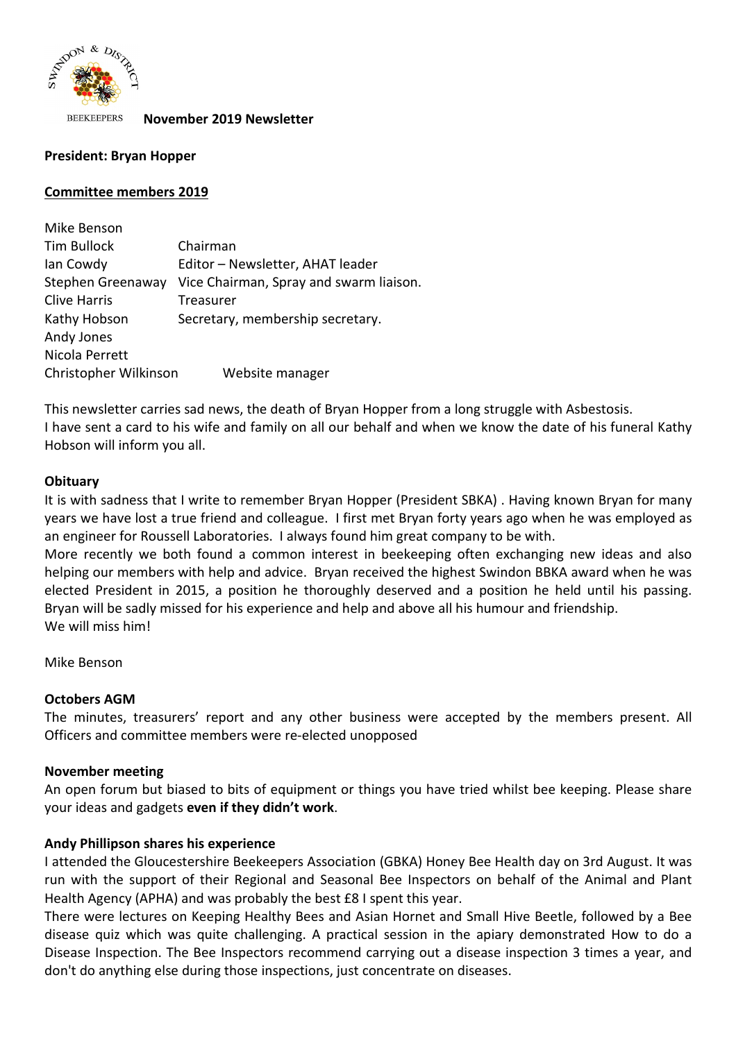SWINDON & DISTRICT BEEKEEPERS **November 2019 Newsletter**

**President: Bryan Hopper**

**Committee members 2019**

| | |
|---|---|
| Mike Benson | |
| Tim Bullock | Chairman |
| Ian Cowdy | Editor – Newsletter, AHAT leader |
| Stephen Greenaway | Vice Chairman, Spray and swarm liaison. |
| Clive Harris | Treasurer |
| Kathy Hobson | Secretary, membership secretary. |
| Andy Jones | |
| Nicola Perrett | |
| Christopher Wilkinson | Website manager |

This newsletter carries sad news, the death of Bryan Hopper from a long struggle with Asbestosis.
I have sent a card to his wife and family on all our behalf and when we know the date of his funeral Kathy Hobson will inform you all.

**Obituary**

It is with sadness that I write to remember Bryan Hopper (President SBKA) . Having known Bryan for many years we have lost a true friend and colleague. I first met Bryan forty years ago when he was employed as an engineer for Roussell Laboratories. I always found him great company to be with.
More recently we both found a common interest in beekeeping often exchanging new ideas and also helping our members with help and advice. Bryan received the highest Swindon BBKA award when he was elected President in 2015, a position he thoroughly deserved and a position he held until his passing. Bryan will be sadly missed for his experience and help and above all his humour and friendship.
We will miss him!

Mike Benson

**Octobers AGM**

The minutes, treasurers' report and any other business were accepted by the members present. All Officers and committee members were re-elected unopposed

**November meeting**

An open forum but biased to bits of equipment or things you have tried whilst bee keeping. Please share your ideas and gadgets **even if they didn't work**.

**Andy Phillipson shares his experience**

I attended the Gloucestershire Beekeepers Association (GBKA) Honey Bee Health day on 3rd August. It was run with the support of their Regional and Seasonal Bee Inspectors on behalf of the Animal and Plant Health Agency (APHA) and was probably the best £8 I spent this year.
There were lectures on Keeping Healthy Bees and Asian Hornet and Small Hive Beetle, followed by a Bee disease quiz which was quite challenging. A practical session in the apiary demonstrated How to do a Disease Inspection. The Bee Inspectors recommend carrying out a disease inspection 3 times a year, and don't do anything else during those inspections, just concentrate on diseases.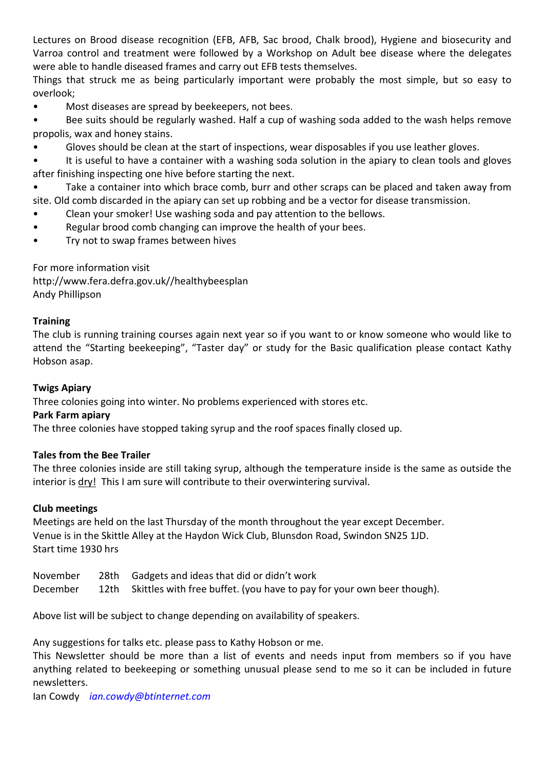Lectures on Brood disease recognition (EFB, AFB, Sac brood, Chalk brood), Hygiene and biosecurity and Varroa control and treatment were followed by a Workshop on Adult bee disease where the delegates were able to handle diseased frames and carry out EFB tests themselves.

Things that struck me as being particularly important were probably the most simple, but so easy to overlook;

- Most diseases are spread by beekeepers, not bees.
- Bee suits should be regularly washed. Half a cup of washing soda added to the wash helps remove propolis, wax and honey stains.
- Gloves should be clean at the start of inspections, wear disposables if you use leather gloves.
- It is useful to have a container with a washing soda solution in the apiary to clean tools and gloves after finishing inspecting one hive before starting the next.
- Take a container into which brace comb, burr and other scraps can be placed and taken away from site. Old comb discarded in the apiary can set up robbing and be a vector for disease transmission.
- Clean your smoker! Use washing soda and pay attention to the bellows.
- Regular brood comb changing can improve the health of your bees.
- Try not to swap frames between hives

For more information visit
http://www.fera.defra.gov.uk//healthybeesplan
Andy Phillipson

**Training**

The club is running training courses again next year so if you want to or know someone who would like to attend the "Starting beekeeping", "Taster day" or study for the Basic qualification please contact Kathy Hobson asap.

**Twigs Apiary**

Three colonies going into winter. No problems experienced with stores etc.

**Park Farm apiary**

The three colonies have stopped taking syrup and the roof spaces finally closed up.

**Tales from the Bee Trailer**

The three colonies inside are still taking syrup, although the temperature inside is the same as outside the interior is <u>dry!</u> This I am sure will contribute to their overwintering survival.

**Club meetings**

Meetings are held on the last Thursday of the month throughout the year except December.
Venue is in the Skittle Alley at the Haydon Wick Club, Blunsdon Road, Swindon SN25 1JD.
Start time 1930 hrs

| | | |
|---|---|---|
| November | 28th | Gadgets and ideas that did or didn't work |
| December | 12th | Skittles with free buffet. (you have to pay for your own beer though). |

Above list will be subject to change depending on availability of speakers.

Any suggestions for talks etc. please pass to Kathy Hobson or me.

This Newsletter should be more than a list of events and needs input from members so if you have anything related to beekeeping or something unusual please send to me so it can be included in future newsletters.

Ian Cowdy *ian.cowdy@btinternet.com*